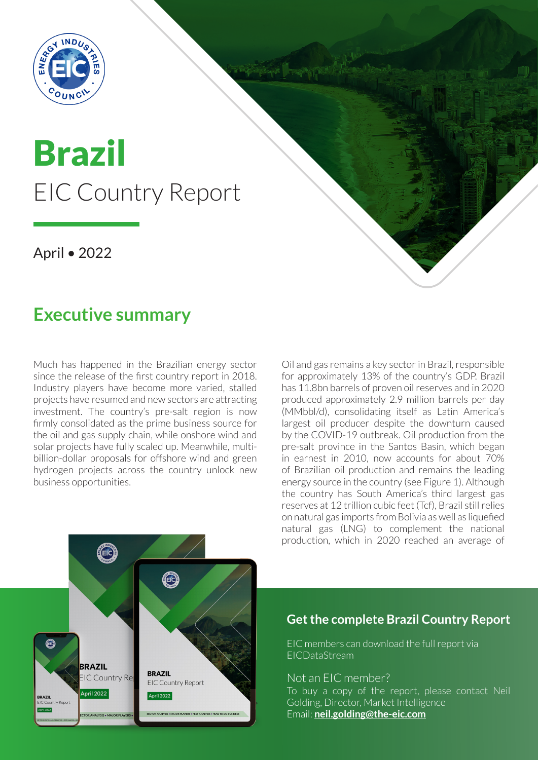# Brazil

## EIC Country Report

April • 2022

## Executive summary

Much has happened in the Brazilian energy sector since the release of the first country report in 2018. Industry players have become more varied, stalled projects have resumed and new sectors are attracting investment. The country's pre-salt region is now firmly consolidated as the prime business source for the oil and gas supply chain, while onshore wind and solar projects have fully scaled up. Meanwhile, multi-billion-dollar proposals for offshore wind and green hydrogen projects across the country unlock new business opportunities.

Oil and gas remains a key sector in Brazil, responsible for approximately 13% of the country's GDP. Brazil has 11.8bn barrels of proven oil reserves and in 2020 produced approximately 2.9 million barrels per day (MMbbl/d), consolidating itself as Latin America's largest oil producer despite the downturn caused by the COVID-19 outbreak. Oil production from the pre-salt province in the Santos Basin, which began in earnest in 2010, now accounts for about 70% of Brazilian oil production and remains the leading energy source in the country (see Figure 1). Although the country has South America's third largest gas reserves at 12 trillion cubic feet (Tcf), Brazil still relies on natural gas imports from Bolivia as well as liquefied natural gas (LNG) to complement the national production, which in 2020 reached an average of

### Get the complete Brazil Country Report

EIC members can download the full report via EICDataStream

Not an EIC member?
To buy a copy of the report, please contact Neil Golding, Director, Market Intelligence
Email: **neil.golding@the-eic.com**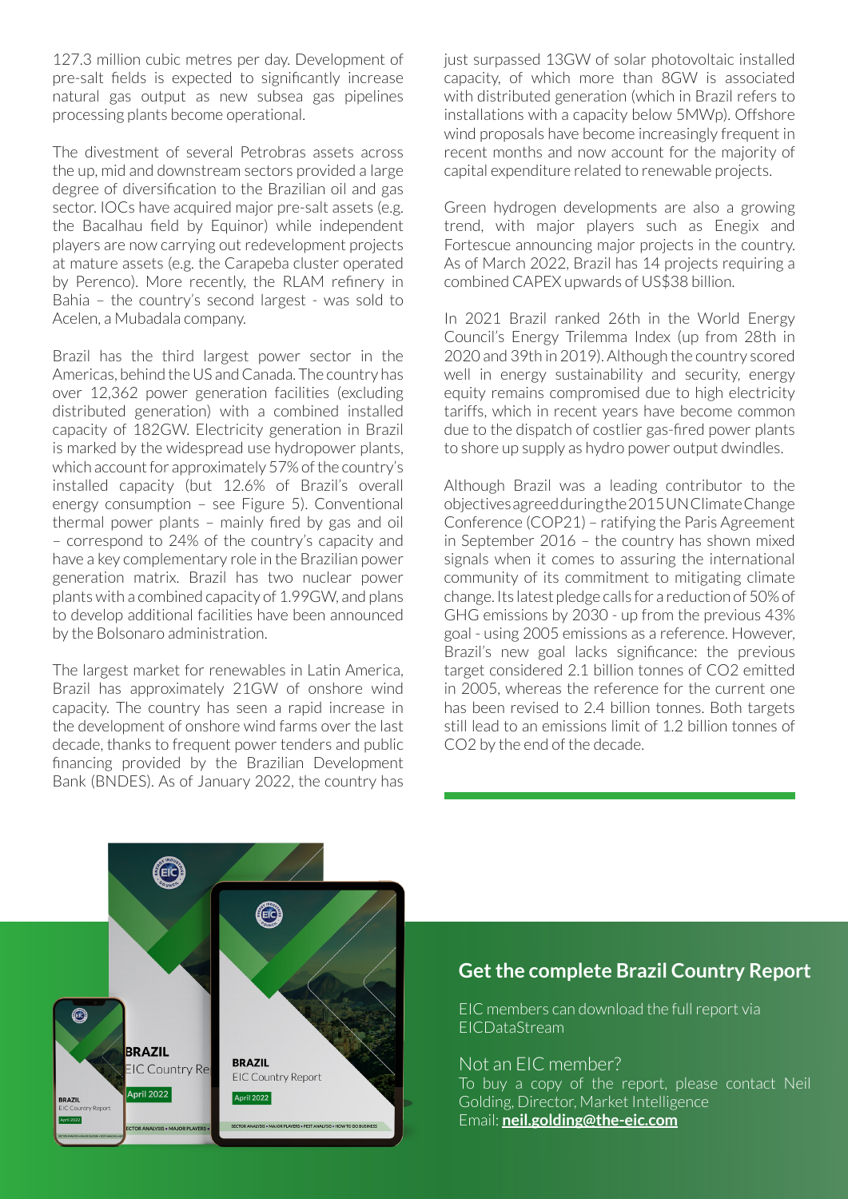127.3 million cubic metres per day. Development of pre-salt fields is expected to significantly increase natural gas output as new subsea gas pipelines processing plants become operational.

The divestment of several Petrobras assets across the up, mid and downstream sectors provided a large degree of diversification to the Brazilian oil and gas sector. IOCs have acquired major pre-salt assets (e.g. the Bacalhau field by Equinor) while independent players are now carrying out redevelopment projects at mature assets (e.g. the Carapeba cluster operated by Perenco). More recently, the RLAM refinery in Bahia – the country's second largest - was sold to Acelen, a Mubadala company.

Brazil has the third largest power sector in the Americas, behind the US and Canada. The country has over 12,362 power generation facilities (excluding distributed generation) with a combined installed capacity of 182GW. Electricity generation in Brazil is marked by the widespread use hydropower plants, which account for approximately 57% of the country's installed capacity (but 12.6% of Brazil's overall energy consumption – see Figure 5). Conventional thermal power plants – mainly fired by gas and oil – correspond to 24% of the country's capacity and have a key complementary role in the Brazilian power generation matrix. Brazil has two nuclear power plants with a combined capacity of 1.99GW, and plans to develop additional facilities have been announced by the Bolsonaro administration.

The largest market for renewables in Latin America, Brazil has approximately 21GW of onshore wind capacity. The country has seen a rapid increase in the development of onshore wind farms over the last decade, thanks to frequent power tenders and public financing provided by the Brazilian Development Bank (BNDES). As of January 2022, the country has just surpassed 13GW of solar photovoltaic installed capacity, of which more than 8GW is associated with distributed generation (which in Brazil refers to installations with a capacity below 5MWp). Offshore wind proposals have become increasingly frequent in recent months and now account for the majority of capital expenditure related to renewable projects.

Green hydrogen developments are also a growing trend, with major players such as Enegix and Fortescue announcing major projects in the country. As of March 2022, Brazil has 14 projects requiring a combined CAPEX upwards of US$38 billion.

In 2021 Brazil ranked 26th in the World Energy Council's Energy Trilemma Index (up from 28th in 2020 and 39th in 2019). Although the country scored well in energy sustainability and security, energy equity remains compromised due to high electricity tariffs, which in recent years have become common due to the dispatch of costlier gas-fired power plants to shore up supply as hydro power output dwindles.

Although Brazil was a leading contributor to the objectives agreed during the 2015 UN Climate Change Conference (COP21) – ratifying the Paris Agreement in September 2016 – the country has shown mixed signals when it comes to assuring the international community of its commitment to mitigating climate change. Its latest pledge calls for a reduction of 50% of GHG emissions by 2030 - up from the previous 43% goal - using 2005 emissions as a reference. However, Brazil's new goal lacks significance: the previous target considered 2.1 billion tonnes of $CO_2$ emitted in 2005, whereas the reference for the current one has been revised to 2.4 billion tonnes. Both targets still lead to an emissions limit of 1.2 billion tonnes of $CO_2$ by the end of the decade.

## Get the complete Brazil Country Report

EIC members can download the full report via EICDataStream

Not an EIC member?
To buy a copy of the report, please contact Neil Golding, Director, Market Intelligence
Email: **neil.golding@the-eic.com**